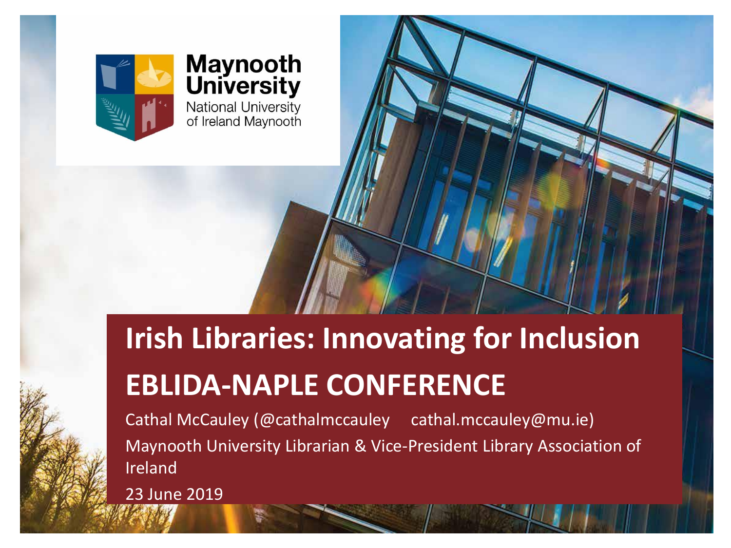Maynooth University
National University of Ireland Maynooth

# Irish Libraries: Innovating for Inclusion

# EBLIDA-NAPLE CONFERENCE

Cathal McCauley (@cathalmccauley cathal.mccauley@mu.ie)

Maynooth University Librarian & Vice-President Library Association of Ireland

23 June 2019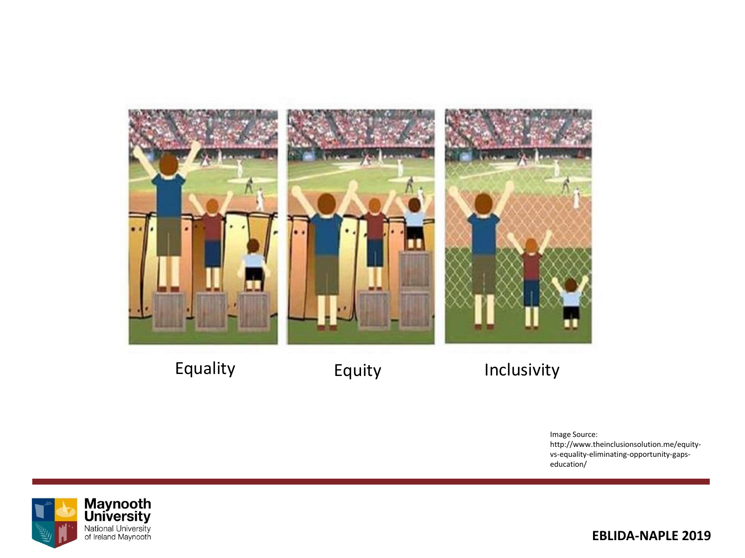Equality | Equity | Inclusivity

Image Source: http://www.theinclusionsolution.me/equity-vs-equality-eliminating-opportunity-gaps-education/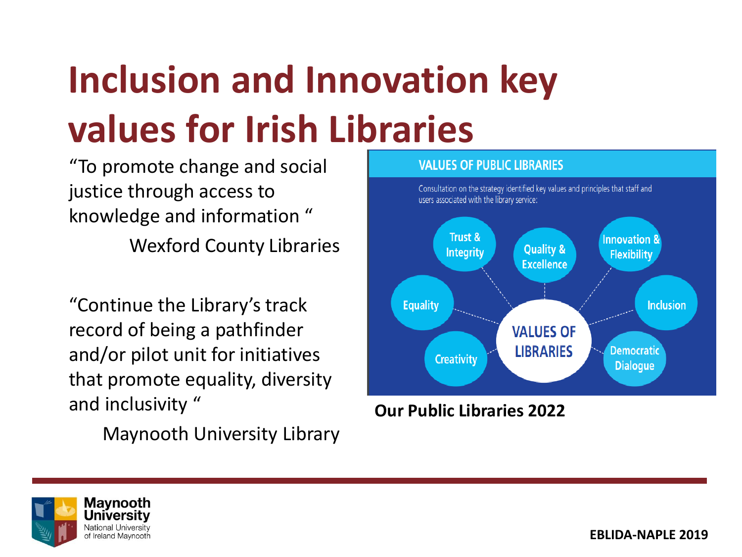# Inclusion and Innovation key values for Irish Libraries

"To promote change and social justice through access to knowledge and information "

Wexford County Libraries

"Continue the Library's track record of being a pathfinder and/or pilot unit for initiatives that promote equality, diversity and inclusivity "

Maynooth University Library

**VALUES OF PUBLIC LIBRARIES**

Consultation on the strategy identified key values and principles that staff and users associated with the library service:

- Trust & Integrity
- Quality & Excellence
- Innovation & Flexibility
- Equality
- Inclusion
- Creativity
- Democratic Dialogue

VALUES OF LIBRARIES

**Our Public Libraries 2022**

**EBLIDA-NAPLE 2019**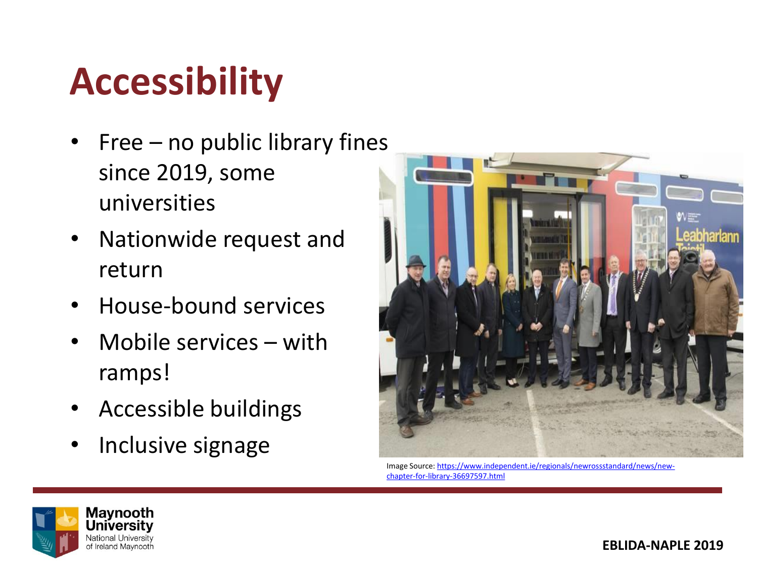# Accessibility

- Free – no public library fines since 2019, some universities
- Nationwide request and return
- House-bound services
- Mobile services – with ramps!
- Accessible buildings
- Inclusive signage

Image Source: https://www.independent.ie/regionals/newrossstandard/news/new-chapter-for-library-36697597.html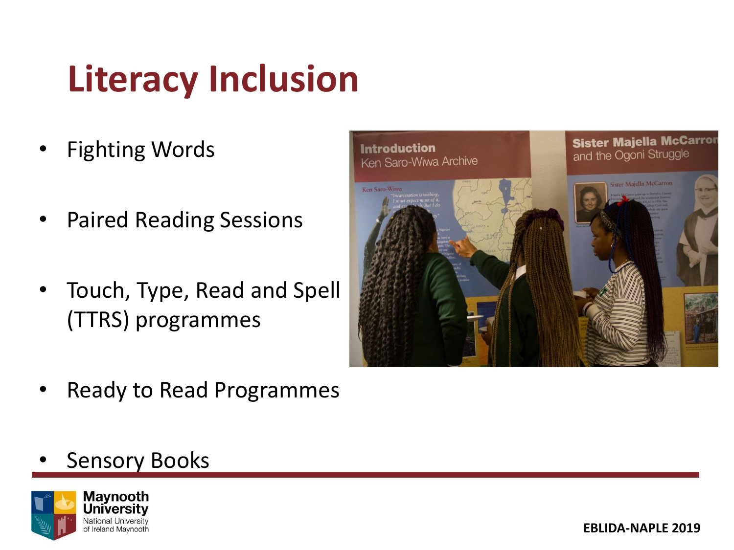# Literacy Inclusion

- Fighting Words
- Paired Reading Sessions
- Touch, Type, Read and Spell (TTRS) programmes
- Ready to Read Programmes
- Sensory Books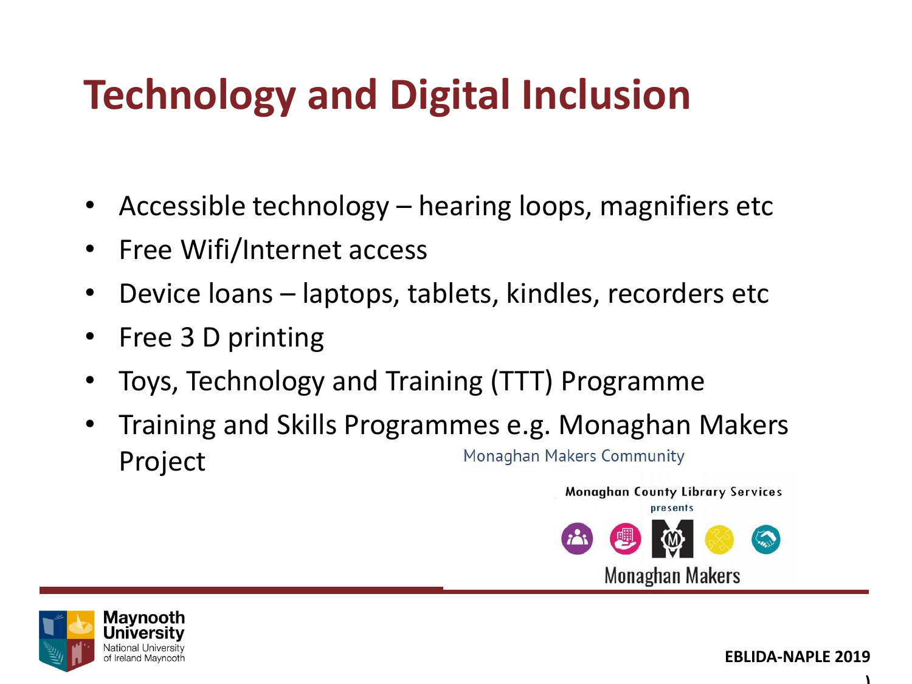# Technology and Digital Inclusion

- Accessible technology – hearing loops, magnifiers etc
- Free Wifi/Internet access
- Device loans – laptops, tablets, kindles, recorders etc
- Free 3 D printing
- Toys, Technology and Training (TTT) Programme
- Training and Skills Programmes e.g. Monaghan Makers Project

Monaghan Makers Community

Monaghan County Library Services presents

Monaghan Makers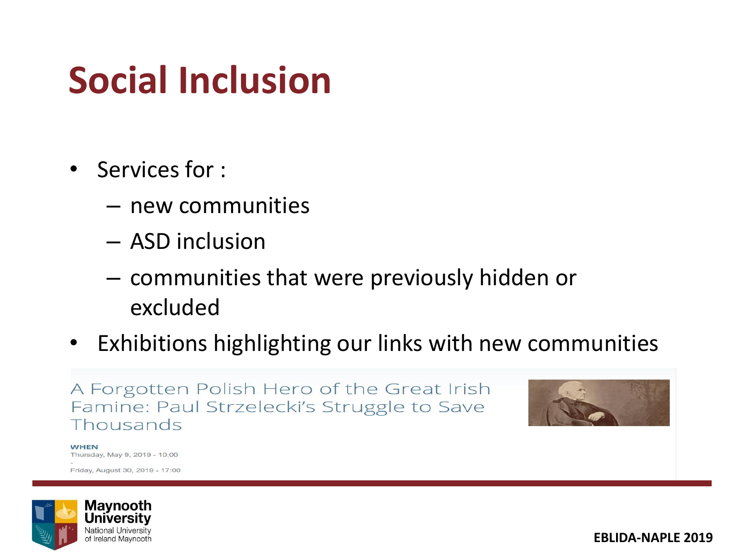# Social Inclusion

- Services for :
  - new communities
  - ASD inclusion
  - communities that were previously hidden or excluded
- Exhibitions highlighting our links with new communities

A Forgotten Polish Hero of the Great Irish Famine: Paul Strzelecki's Struggle to Save Thousands

**WHEN**

Thursday, May 9, 2019 - 10:00

-

Friday, August 30, 2019 - 17:00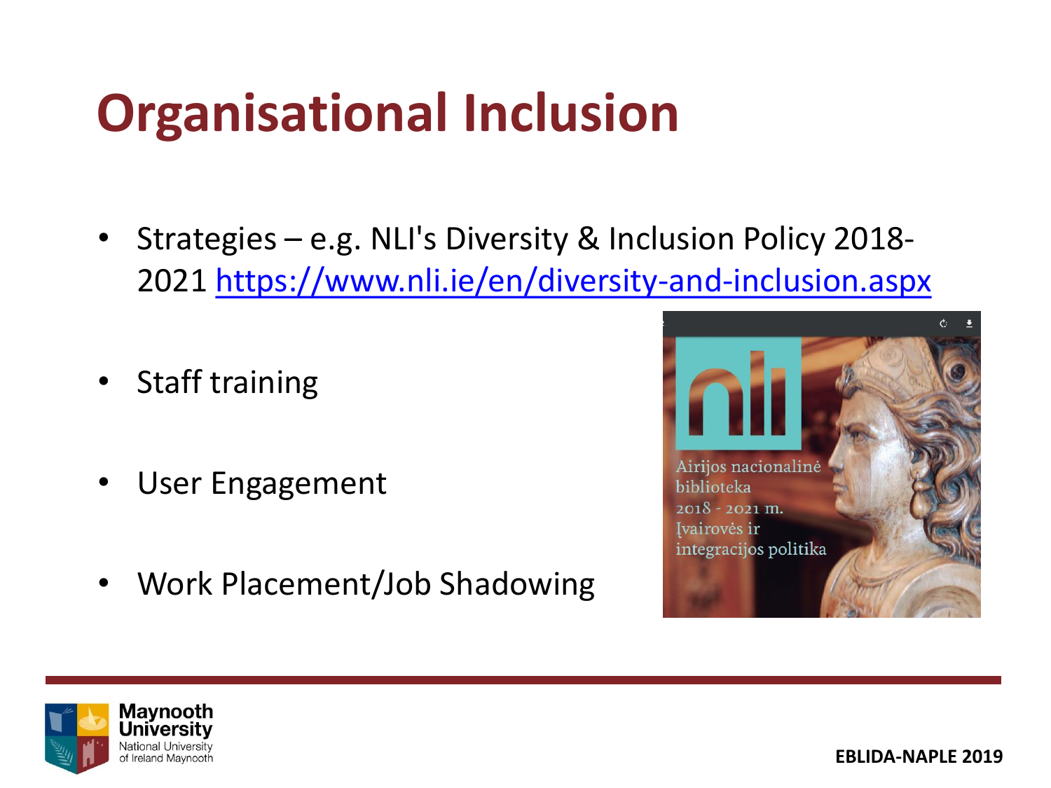# Organisational Inclusion

- Strategies – e.g. NLI's Diversity & Inclusion Policy 2018-2021 https://www.nli.ie/en/diversity-and-inclusion.aspx
- Staff training
- User Engagement
- Work Placement/Job Shadowing

nli

Airijos nacionalinė biblioteka 2018 - 2021 m. Įvairovės ir integracijos politika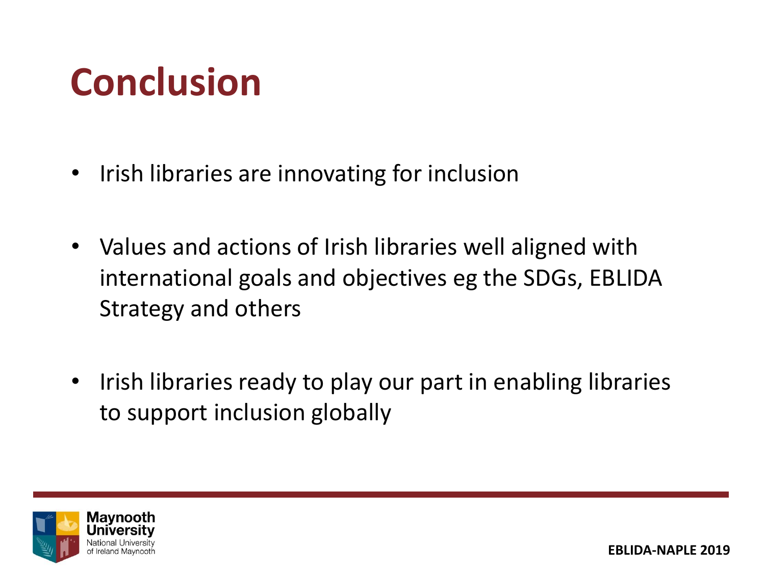# Conclusion

- Irish libraries are innovating for inclusion
- Values and actions of Irish libraries well aligned with international goals and objectives eg the SDGs, EBLIDA Strategy and others
- Irish libraries ready to play our part in enabling libraries to support inclusion globally